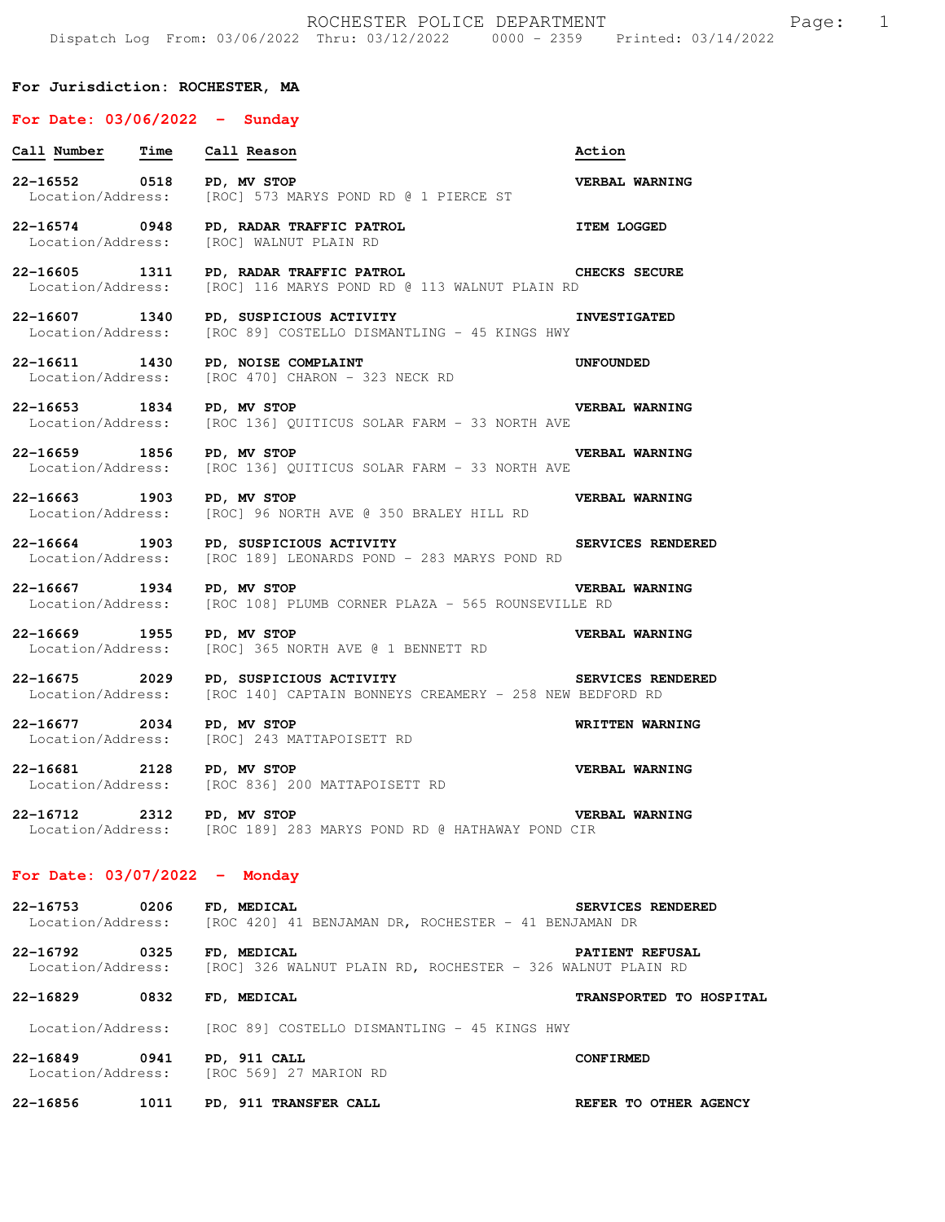For Jurisdiction: ROCHESTER, MA

## For Date: 03/06/2022 - Sunday

| Call Number | Time | Call Reason | Action |
| --- | --- | --- | --- |
| 22-16552 | 0518 | PD, MV STOP | VERBAL WARNING |
| Location/Address: | | [ROC] 573 MARYS POND RD @ 1 PIERCE ST | |
| 22-16574 | 0948 | PD, RADAR TRAFFIC PATROL | ITEM LOGGED |
| Location/Address: | | [ROC] WALNUT PLAIN RD | |
| 22-16605 | 1311 | PD, RADAR TRAFFIC PATROL | CHECKS SECURE |
| Location/Address: | | [ROC] 116 MARYS POND RD @ 113 WALNUT PLAIN RD | |
| 22-16607 | 1340 | PD, SUSPICIOUS ACTIVITY | INVESTIGATED |
| Location/Address: | | [ROC 89] COSTELLO DISMANTLING - 45 KINGS HWY | |
| 22-16611 | 1430 | PD, NOISE COMPLAINT | UNFOUNDED |
| Location/Address: | | [ROC 470] CHARON - 323 NECK RD | |
| 22-16653 | 1834 | PD, MV STOP | VERBAL WARNING |
| Location/Address: | | [ROC 136] QUITICUS SOLAR FARM - 33 NORTH AVE | |
| 22-16659 | 1856 | PD, MV STOP | VERBAL WARNING |
| Location/Address: | | [ROC 136] QUITICUS SOLAR FARM - 33 NORTH AVE | |
| 22-16663 | 1903 | PD, MV STOP | VERBAL WARNING |
| Location/Address: | | [ROC] 96 NORTH AVE @ 350 BRALEY HILL RD | |
| 22-16664 | 1903 | PD, SUSPICIOUS ACTIVITY | SERVICES RENDERED |
| Location/Address: | | [ROC 189] LEONARDS POND - 283 MARYS POND RD | |
| 22-16667 | 1934 | PD, MV STOP | VERBAL WARNING |
| Location/Address: | | [ROC 108] PLUMB CORNER PLAZA - 565 ROUNSEVILLE RD | |
| 22-16669 | 1955 | PD, MV STOP | VERBAL WARNING |
| Location/Address: | | [ROC] 365 NORTH AVE @ 1 BENNETT RD | |
| 22-16675 | 2029 | PD, SUSPICIOUS ACTIVITY | SERVICES RENDERED |
| Location/Address: | | [ROC 140] CAPTAIN BONNEYS CREAMERY - 258 NEW BEDFORD RD | |
| 22-16677 | 2034 | PD, MV STOP | WRITTEN WARNING |
| Location/Address: | | [ROC] 243 MATTAPOISETT RD | |
| 22-16681 | 2128 | PD, MV STOP | VERBAL WARNING |
| Location/Address: | | [ROC 836] 200 MATTAPOISETT RD | |
| 22-16712 | 2312 | PD, MV STOP | VERBAL WARNING |
| Location/Address: | | [ROC 189] 283 MARYS POND RD @ HATHAWAY POND CIR | |

## For Date: 03/07/2022 - Monday

| Call Number | Time | Call Reason | Action |
| --- | --- | --- | --- |
| 22-16753 | 0206 | FD, MEDICAL | SERVICES RENDERED |
| Location/Address: | | [ROC 420] 41 BENJAMAN DR, ROCHESTER - 41 BENJAMAN DR | |
| 22-16792 | 0325 | FD, MEDICAL | PATIENT REFUSAL |
| Location/Address: | | [ROC] 326 WALNUT PLAIN RD, ROCHESTER - 326 WALNUT PLAIN RD | |
| 22-16829 | 0832 | FD, MEDICAL | TRANSPORTED TO HOSPITAL |
| Location/Address: | | [ROC 89] COSTELLO DISMANTLING - 45 KINGS HWY | |
| 22-16849 | 0941 | PD, 911 CALL | CONFIRMED |
| Location/Address: | | [ROC 569] 27 MARION RD | |
| 22-16856 | 1011 | PD, 911 TRANSFER CALL | REFER TO OTHER AGENCY |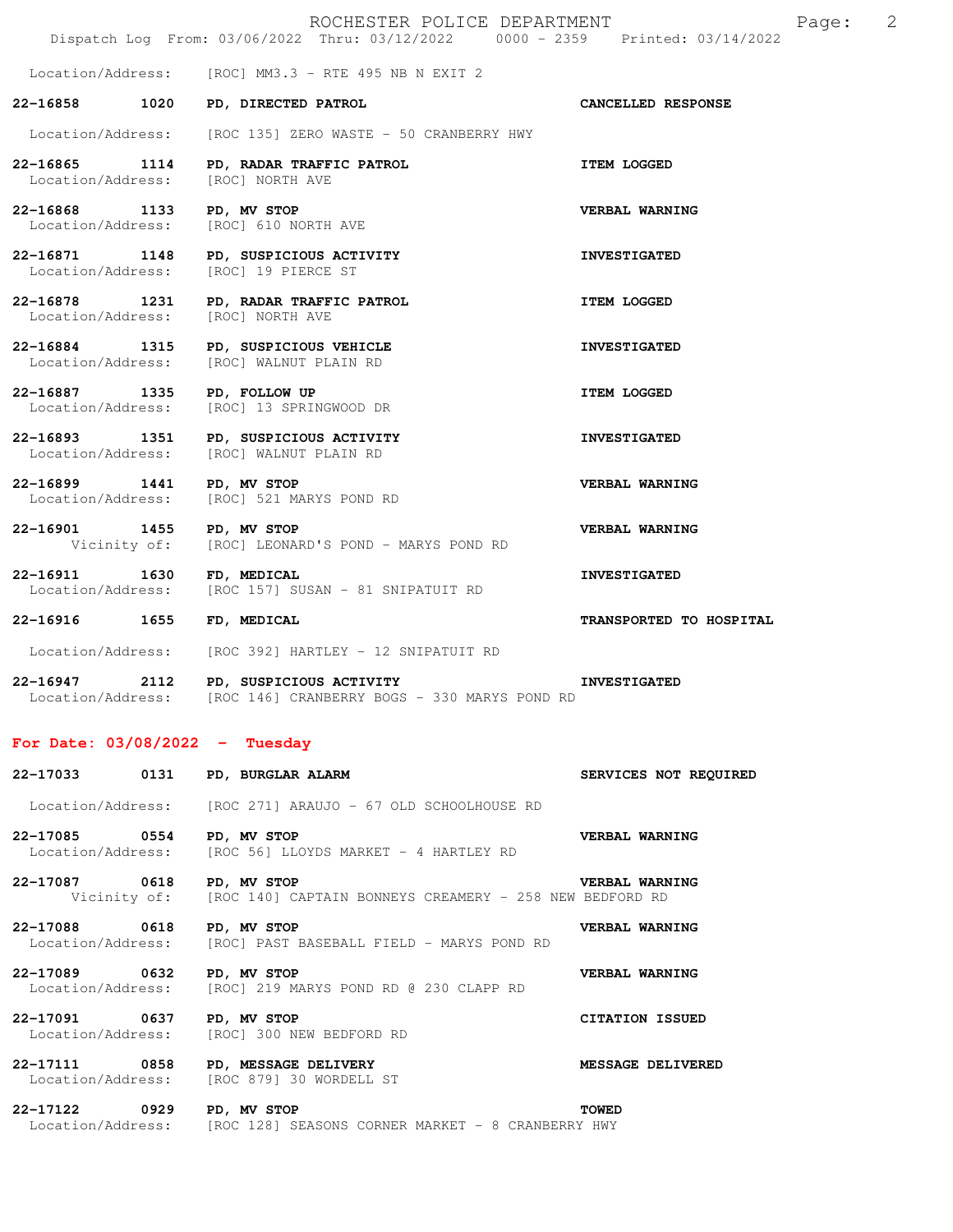Location/Address: [ROC] MM3.3 - RTE 495 NB N EXIT 2

**22-16858 1020 PD, DIRECTED PATROL** — **CANCELLED RESPONSE**
Location/Address: [ROC 135] ZERO WASTE - 50 CRANBERRY HWY

**22-16865 1114 PD, RADAR TRAFFIC PATROL** — **ITEM LOGGED**
Location/Address: [ROC] NORTH AVE

**22-16868 1133 PD, MV STOP** — **VERBAL WARNING**
Location/Address: [ROC] 610 NORTH AVE

**22-16871 1148 PD, SUSPICIOUS ACTIVITY** — **INVESTIGATED**
Location/Address: [ROC] 19 PIERCE ST

**22-16878 1231 PD, RADAR TRAFFIC PATROL** — **ITEM LOGGED**
Location/Address: [ROC] NORTH AVE

**22-16884 1315 PD, SUSPICIOUS VEHICLE** — **INVESTIGATED**
Location/Address: [ROC] WALNUT PLAIN RD

**22-16887 1335 PD, FOLLOW UP** — **ITEM LOGGED**
Location/Address: [ROC] 13 SPRINGWOOD DR

**22-16893 1351 PD, SUSPICIOUS ACTIVITY** — **INVESTIGATED**
Location/Address: [ROC] WALNUT PLAIN RD

**22-16899 1441 PD, MV STOP** — **VERBAL WARNING**
Location/Address: [ROC] 521 MARYS POND RD

**22-16901 1455 PD, MV STOP** — **VERBAL WARNING**
Vicinity of: [ROC] LEONARD'S POND - MARYS POND RD

**22-16911 1630 FD, MEDICAL** — **INVESTIGATED**
Location/Address: [ROC 157] SUSAN - 81 SNIPATUIT RD

**22-16916 1655 FD, MEDICAL** — **TRANSPORTED TO HOSPITAL**
Location/Address: [ROC 392] HARTLEY - 12 SNIPATUIT RD

**22-16947 2112 PD, SUSPICIOUS ACTIVITY** — **INVESTIGATED**
Location/Address: [ROC 146] CRANBERRY BOGS - 330 MARYS POND RD

## For Date: 03/08/2022 - Tuesday

**22-17033 0131 PD, BURGLAR ALARM** — **SERVICES NOT REQUIRED**
Location/Address: [ROC 271] ARAUJO - 67 OLD SCHOOLHOUSE RD

**22-17085 0554 PD, MV STOP** — **VERBAL WARNING**
Location/Address: [ROC 56] LLOYDS MARKET - 4 HARTLEY RD

**22-17087 0618 PD, MV STOP** — **VERBAL WARNING**
Vicinity of: [ROC 140] CAPTAIN BONNEYS CREAMERY - 258 NEW BEDFORD RD

**22-17088 0618 PD, MV STOP** — **VERBAL WARNING**
Location/Address: [ROC] PAST BASEBALL FIELD - MARYS POND RD

**22-17089 0632 PD, MV STOP** — **VERBAL WARNING**
Location/Address: [ROC] 219 MARYS POND RD @ 230 CLAPP RD

**22-17091 0637 PD, MV STOP** — **CITATION ISSUED**
Location/Address: [ROC] 300 NEW BEDFORD RD

**22-17111 0858 PD, MESSAGE DELIVERY** — **MESSAGE DELIVERED**
Location/Address: [ROC 879] 30 WORDELL ST

**22-17122 0929 PD, MV STOP** — **TOWED**
Location/Address: [ROC 128] SEASONS CORNER MARKET - 8 CRANBERRY HWY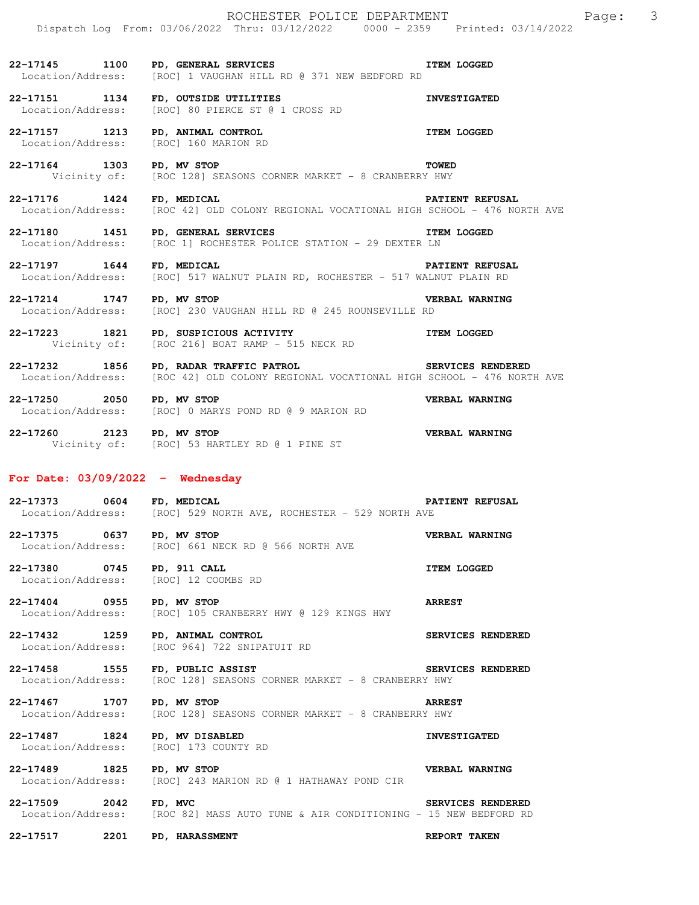**22-17145 1100 PD, GENERAL SERVICES** — **ITEM LOGGED**
Location/Address: [ROC] 1 VAUGHAN HILL RD @ 371 NEW BEDFORD RD

**22-17151 1134 FD, OUTSIDE UTILITIES** — **INVESTIGATED**
Location/Address: [ROC] 80 PIERCE ST @ 1 CROSS RD

**22-17157 1213 PD, ANIMAL CONTROL** — **ITEM LOGGED**
Location/Address: [ROC] 160 MARION RD

**22-17164 1303 PD, MV STOP** — **TOWED**
Vicinity of: [ROC 128] SEASONS CORNER MARKET - 8 CRANBERRY HWY

**22-17176 1424 FD, MEDICAL** — **PATIENT REFUSAL**
Location/Address: [ROC 42] OLD COLONY REGIONAL VOCATIONAL HIGH SCHOOL - 476 NORTH AVE

**22-17180 1451 PD, GENERAL SERVICES** — **ITEM LOGGED**
Location/Address: [ROC 1] ROCHESTER POLICE STATION - 29 DEXTER LN

**22-17197 1644 FD, MEDICAL** — **PATIENT REFUSAL**
Location/Address: [ROC] 517 WALNUT PLAIN RD, ROCHESTER - 517 WALNUT PLAIN RD

**22-17214 1747 PD, MV STOP** — **VERBAL WARNING**
Location/Address: [ROC] 230 VAUGHAN HILL RD @ 245 ROUNSEVILLE RD

**22-17223 1821 PD, SUSPICIOUS ACTIVITY** — **ITEM LOGGED**
Vicinity of: [ROC 216] BOAT RAMP - 515 NECK RD

**22-17232 1856 PD, RADAR TRAFFIC PATROL** — **SERVICES RENDERED**
Location/Address: [ROC 42] OLD COLONY REGIONAL VOCATIONAL HIGH SCHOOL - 476 NORTH AVE

**22-17250 2050 PD, MV STOP** — **VERBAL WARNING**
Location/Address: [ROC] 0 MARYS POND RD @ 9 MARION RD

**22-17260 2123 PD, MV STOP** — **VERBAL WARNING**
Vicinity of: [ROC] 53 HARTLEY RD @ 1 PINE ST

## For Date: 03/09/2022 - Wednesday

**22-17373 0604 FD, MEDICAL** — **PATIENT REFUSAL**
Location/Address: [ROC] 529 NORTH AVE, ROCHESTER - 529 NORTH AVE

**22-17375 0637 PD, MV STOP** — **VERBAL WARNING**
Location/Address: [ROC] 661 NECK RD @ 566 NORTH AVE

**22-17380 0745 PD, 911 CALL** — **ITEM LOGGED**
Location/Address: [ROC] 12 COOMBS RD

**22-17404 0955 PD, MV STOP** — **ARREST**
Location/Address: [ROC] 105 CRANBERRY HWY @ 129 KINGS HWY

**22-17432 1259 PD, ANIMAL CONTROL** — **SERVICES RENDERED**
Location/Address: [ROC 964] 722 SNIPATUIT RD

**22-17458 1555 FD, PUBLIC ASSIST** — **SERVICES RENDERED**
Location/Address: [ROC 128] SEASONS CORNER MARKET - 8 CRANBERRY HWY

**22-17467 1707 PD, MV STOP** — **ARREST**
Location/Address: [ROC 128] SEASONS CORNER MARKET - 8 CRANBERRY HWY

**22-17487 1824 PD, MV DISABLED** — **INVESTIGATED**
Location/Address: [ROC] 173 COUNTY RD

**22-17489 1825 PD, MV STOP** — **VERBAL WARNING**
Location/Address: [ROC] 243 MARION RD @ 1 HATHAWAY POND CIR

**22-17509 2042 FD, MVC** — **SERVICES RENDERED**
Location/Address: [ROC 82] MASS AUTO TUNE & AIR CONDITIONING - 15 NEW BEDFORD RD

**22-17517 2201 PD, HARASSMENT** — **REPORT TAKEN**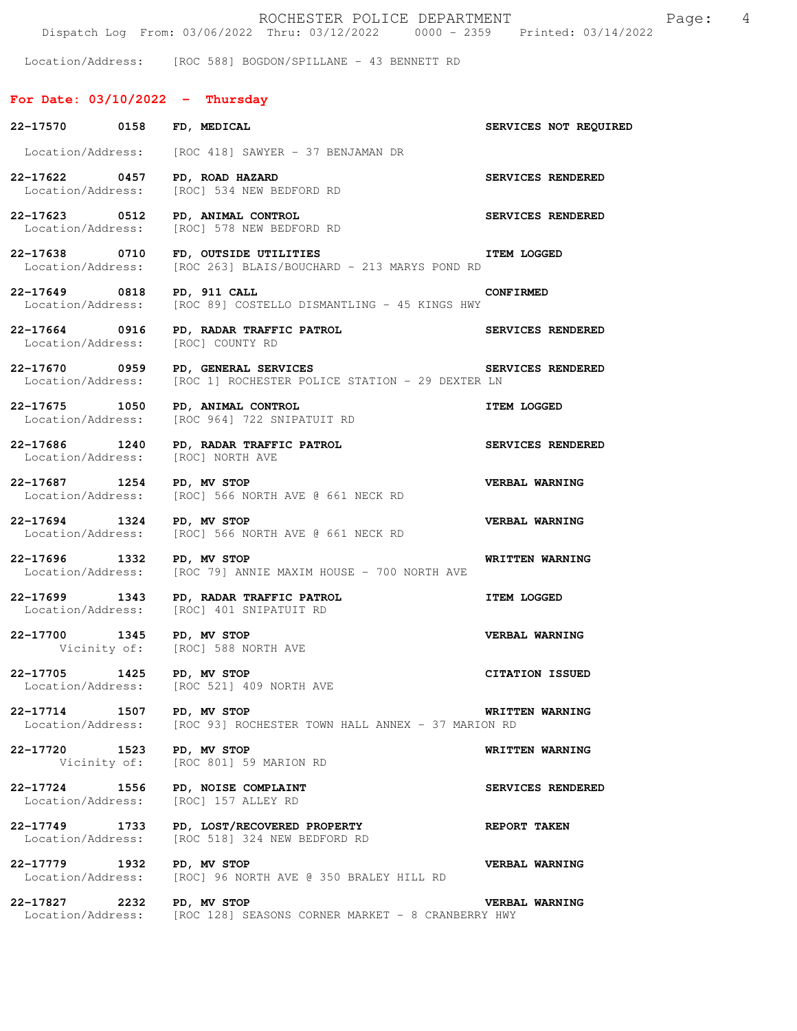Location/Address: [ROC 588] BOGDON/SPILLANE - 43 BENNETT RD

## For Date: 03/10/2022 - Thursday

**22-17570 0158 FD, MEDICAL** — **SERVICES NOT REQUIRED**
Location/Address: [ROC 418] SAWYER - 37 BENJAMAN DR

**22-17622 0457 PD, ROAD HAZARD** — **SERVICES RENDERED**
Location/Address: [ROC] 534 NEW BEDFORD RD

**22-17623 0512 PD, ANIMAL CONTROL** — **SERVICES RENDERED**
Location/Address: [ROC] 578 NEW BEDFORD RD

**22-17638 0710 FD, OUTSIDE UTILITIES** — **ITEM LOGGED**
Location/Address: [ROC 263] BLAIS/BOUCHARD - 213 MARYS POND RD

**22-17649 0818 PD, 911 CALL** — **CONFIRMED**
Location/Address: [ROC 89] COSTELLO DISMANTLING - 45 KINGS HWY

**22-17664 0916 PD, RADAR TRAFFIC PATROL** — **SERVICES RENDERED**
Location/Address: [ROC] COUNTY RD

**22-17670 0959 PD, GENERAL SERVICES** — **SERVICES RENDERED**
Location/Address: [ROC 1] ROCHESTER POLICE STATION - 29 DEXTER LN

**22-17675 1050 PD, ANIMAL CONTROL** — **ITEM LOGGED**
Location/Address: [ROC 964] 722 SNIPATUIT RD

**22-17686 1240 PD, RADAR TRAFFIC PATROL** — **SERVICES RENDERED**
Location/Address: [ROC] NORTH AVE

**22-17687 1254 PD, MV STOP** — **VERBAL WARNING**
Location/Address: [ROC] 566 NORTH AVE @ 661 NECK RD

**22-17694 1324 PD, MV STOP** — **VERBAL WARNING**
Location/Address: [ROC] 566 NORTH AVE @ 661 NECK RD

**22-17696 1332 PD, MV STOP** — **WRITTEN WARNING**
Location/Address: [ROC 79] ANNIE MAXIM HOUSE - 700 NORTH AVE

**22-17699 1343 PD, RADAR TRAFFIC PATROL** — **ITEM LOGGED**
Location/Address: [ROC] 401 SNIPATUIT RD

**22-17700 1345 PD, MV STOP** — **VERBAL WARNING**
Vicinity of: [ROC] 588 NORTH AVE

**22-17705 1425 PD, MV STOP** — **CITATION ISSUED**
Location/Address: [ROC 521] 409 NORTH AVE

**22-17714 1507 PD, MV STOP** — **WRITTEN WARNING**
Location/Address: [ROC 93] ROCHESTER TOWN HALL ANNEX - 37 MARION RD

**22-17720 1523 PD, MV STOP** — **WRITTEN WARNING**
Vicinity of: [ROC 801] 59 MARION RD

**22-17724 1556 PD, NOISE COMPLAINT** — **SERVICES RENDERED**
Location/Address: [ROC] 157 ALLEY RD

**22-17749 1733 PD, LOST/RECOVERED PROPERTY** — **REPORT TAKEN**
Location/Address: [ROC 518] 324 NEW BEDFORD RD

**22-17779 1932 PD, MV STOP** — **VERBAL WARNING**
Location/Address: [ROC] 96 NORTH AVE @ 350 BRALEY HILL RD

**22-17827 2232 PD, MV STOP** — **VERBAL WARNING**
Location/Address: [ROC 128] SEASONS CORNER MARKET - 8 CRANBERRY HWY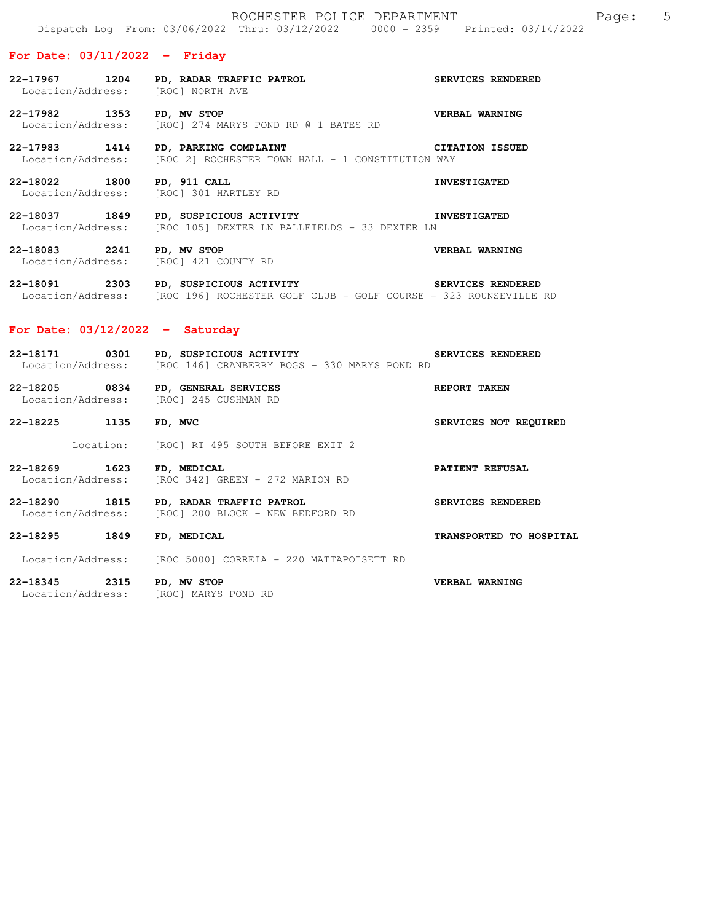## For Date: 03/11/2022 - Friday

**22-17967 1204 PD, RADAR TRAFFIC PATROL** — **SERVICES RENDERED**
Location/Address: [ROC] NORTH AVE

**22-17982 1353 PD, MV STOP** — **VERBAL WARNING**
Location/Address: [ROC] 274 MARYS POND RD @ 1 BATES RD

**22-17983 1414 PD, PARKING COMPLAINT** — **CITATION ISSUED**
Location/Address: [ROC 2] ROCHESTER TOWN HALL - 1 CONSTITUTION WAY

**22-18022 1800 PD, 911 CALL** — **INVESTIGATED**
Location/Address: [ROC] 301 HARTLEY RD

**22-18037 1849 PD, SUSPICIOUS ACTIVITY** — **INVESTIGATED**
Location/Address: [ROC 105] DEXTER LN BALLFIELDS - 33 DEXTER LN

**22-18083 2241 PD, MV STOP** — **VERBAL WARNING**
Location/Address: [ROC] 421 COUNTY RD

**22-18091 2303 PD, SUSPICIOUS ACTIVITY** — **SERVICES RENDERED**
Location/Address: [ROC 196] ROCHESTER GOLF CLUB - GOLF COURSE - 323 ROUNSEVILLE RD

## For Date: 03/12/2022 - Saturday

**22-18171 0301 PD, SUSPICIOUS ACTIVITY** — **SERVICES RENDERED**
Location/Address: [ROC 146] CRANBERRY BOGS - 330 MARYS POND RD

**22-18205 0834 PD, GENERAL SERVICES** — **REPORT TAKEN**
Location/Address: [ROC] 245 CUSHMAN RD

**22-18225 1135 FD, MVC** — **SERVICES NOT REQUIRED**
Location: [ROC] RT 495 SOUTH BEFORE EXIT 2

**22-18269 1623 FD, MEDICAL** — **PATIENT REFUSAL**
Location/Address: [ROC 342] GREEN - 272 MARION RD

**22-18290 1815 PD, RADAR TRAFFIC PATROL** — **SERVICES RENDERED**
Location/Address: [ROC] 200 BLOCK - NEW BEDFORD RD

**22-18295 1849 FD, MEDICAL** — **TRANSPORTED TO HOSPITAL**
Location/Address: [ROC 5000] CORREIA - 220 MATTAPOISETT RD

**22-18345 2315 PD, MV STOP** — **VERBAL WARNING**
Location/Address: [ROC] MARYS POND RD